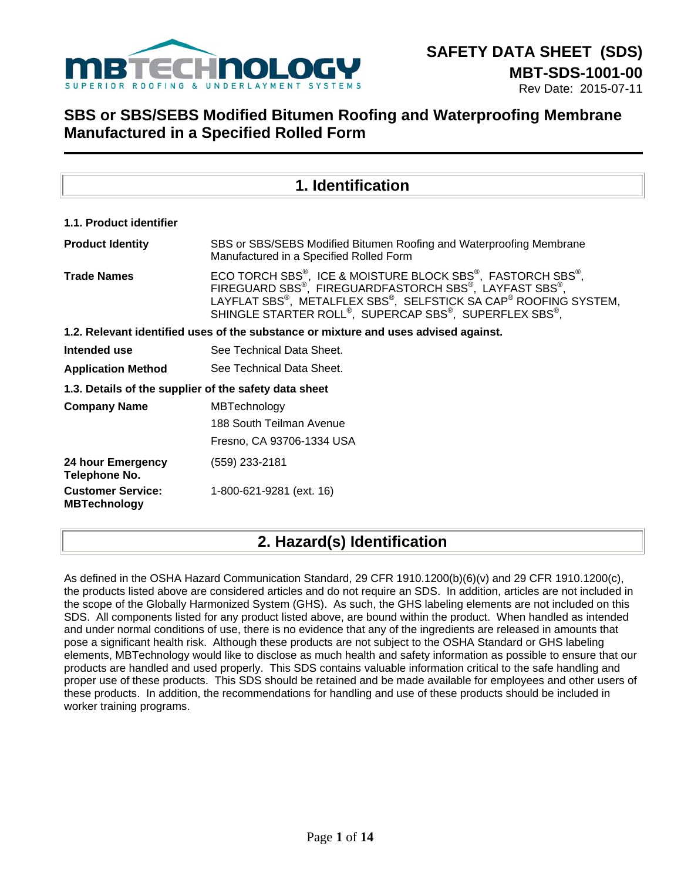MBTECHNOLOGY
SUPERIOR ROOFING & UNDERLAYMENT SYSTEMS

**SAFETY DATA SHEET (SDS)**
**MBT-SDS-1001-00**
Rev Date: 2015-07-11

# SBS or SBS/SEBS Modified Bitumen Roofing and Waterproofing Membrane Manufactured in a Specified Rolled Form

## 1. Identification

**1.1. Product identifier**

| | |
|---|---|
| **Product Identity** | SBS or SBS/SEBS Modified Bitumen Roofing and Waterproofing Membrane Manufactured in a Specified Rolled Form |
| **Trade Names** | ECO TORCH SBS®, ICE & MOISTURE BLOCK SBS®, FASTORCH SBS®, FIREGUARD SBS®, FIREGUARDFASTORCH SBS®, LAYFAST SBS®, LAYFLAT SBS®, METALFLEX SBS®, SELFSTICK SA CAP® ROOFING SYSTEM, SHINGLE STARTER ROLL®, SUPERCAP SBS®, SUPERFLEX SBS®, |

**1.2. Relevant identified uses of the substance or mixture and uses advised against.**

| | |
|---|---|
| **Intended use** | See Technical Data Sheet. |
| **Application Method** | See Technical Data Sheet. |

**1.3. Details of the supplier of the safety data sheet**

| | |
|---|---|
| **Company Name** | MBTechnology<br>188 South Teilman Avenue<br>Fresno, CA 93706-1334 USA |
| **24 hour Emergency Telephone No.** | (559) 233-2181 |
| **Customer Service: MBTechnology** | 1-800-621-9281 (ext. 16) |

## 2. Hazard(s) Identification

As defined in the OSHA Hazard Communication Standard, 29 CFR 1910.1200(b)(6)(v) and 29 CFR 1910.1200(c), the products listed above are considered articles and do not require an SDS. In addition, articles are not included in the scope of the Globally Harmonized System (GHS). As such, the GHS labeling elements are not included on this SDS. All components listed for any product listed above, are bound within the product. When handled as intended and under normal conditions of use, there is no evidence that any of the ingredients are released in amounts that pose a significant health risk. Although these products are not subject to the OSHA Standard or GHS labeling elements, MBTechnology would like to disclose as much health and safety information as possible to ensure that our products are handled and used properly. This SDS contains valuable information critical to the safe handling and proper use of these products. This SDS should be retained and be made available for employees and other users of these products. In addition, the recommendations for handling and use of these products should be included in worker training programs.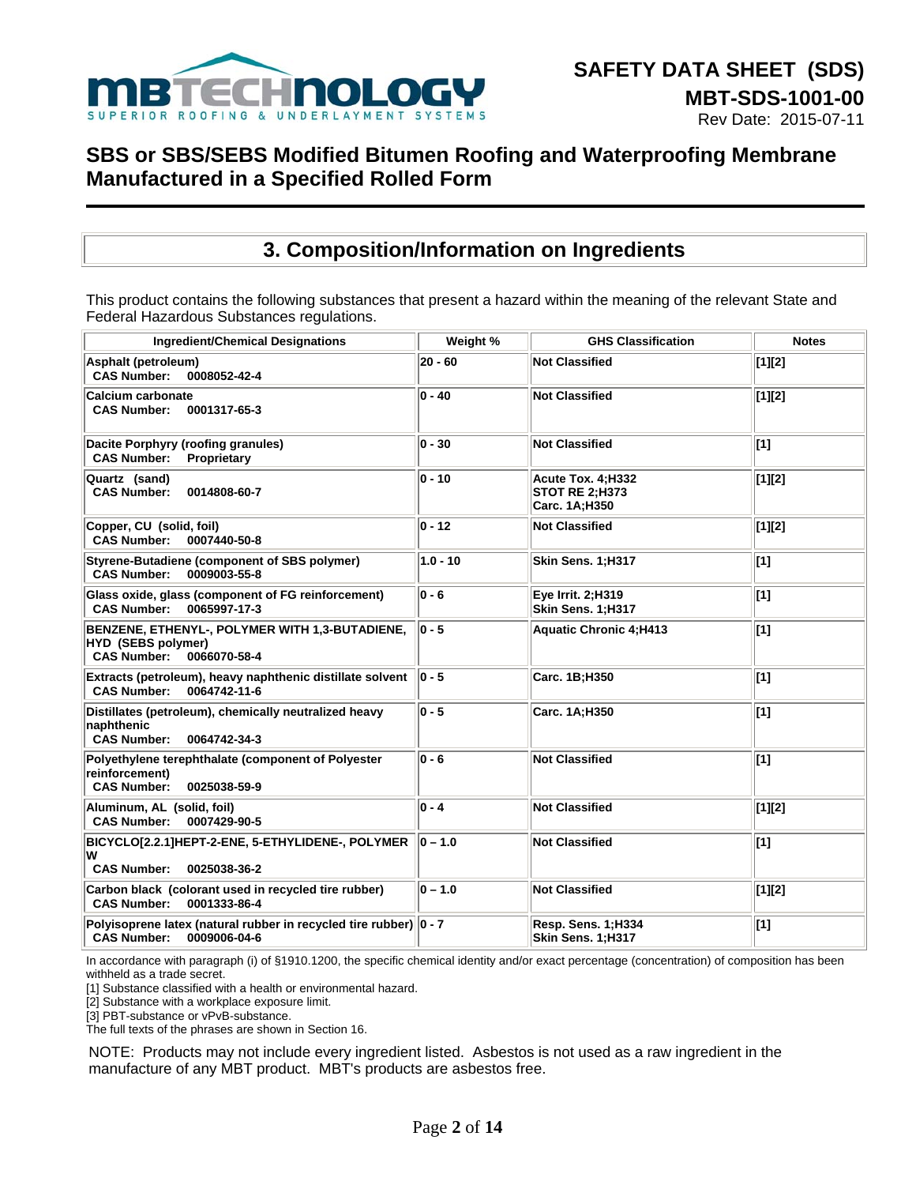## 3. Composition/Information on Ingredients

This product contains the following substances that present a hazard within the meaning of the relevant State and Federal Hazardous Substances regulations.

| Ingredient/Chemical Designations | Weight % | GHS Classification | Notes |
|---|---|---|---|
| **Asphalt (petroleum)**<br>**CAS Number: 0008052-42-4** | **20 - 60** | **Not Classified** | **[1][2]** |
| **Calcium carbonate**<br>**CAS Number: 0001317-65-3** | **0 - 40** | **Not Classified** | **[1][2]** |
| **Dacite Porphyry (roofing granules)**<br>**CAS Number: Proprietary** | **0 - 30** | **Not Classified** | **[1]** |
| **Quartz (sand)**<br>**CAS Number: 0014808-60-7** | **0 - 10** | **Acute Tox. 4;H332**<br>**STOT RE 2;H373**<br>**Carc. 1A;H350** | **[1][2]** |
| **Copper, CU (solid, foil)**<br>**CAS Number: 0007440-50-8** | **0 - 12** | **Not Classified** | **[1][2]** |
| **Styrene-Butadiene (component of SBS polymer)**<br>**CAS Number: 0009003-55-8** | **1.0 - 10** | **Skin Sens. 1;H317** | **[1]** |
| **Glass oxide, glass (component of FG reinforcement)**<br>**CAS Number: 0065997-17-3** | **0 - 6** | **Eye Irrit. 2;H319**<br>**Skin Sens. 1;H317** | **[1]** |
| **BENZENE, ETHENYL-, POLYMER WITH 1,3-BUTADIENE, HYD (SEBS polymer)**<br>**CAS Number: 0066070-58-4** | **0 - 5** | **Aquatic Chronic 4;H413** | **[1]** |
| **Extracts (petroleum), heavy naphthenic distillate solvent**<br>**CAS Number: 0064742-11-6** | **0 - 5** | **Carc. 1B;H350** | **[1]** |
| **Distillates (petroleum), chemically neutralized heavy naphthenic**<br>**CAS Number: 0064742-34-3** | **0 - 5** | **Carc. 1A;H350** | **[1]** |
| **Polyethylene terephthalate (component of Polyester reinforcement)**<br>**CAS Number: 0025038-59-9** | **0 - 6** | **Not Classified** | **[1]** |
| **Aluminum, AL (solid, foil)**<br>**CAS Number: 0007429-90-5** | **0 - 4** | **Not Classified** | **[1][2]** |
| **BICYCLO[2.2.1]HEPT-2-ENE, 5-ETHYLIDENE-, POLYMER W**<br>**CAS Number: 0025038-36-2** | **0 – 1.0** | **Not Classified** | **[1]** |
| **Carbon black (colorant used in recycled tire rubber)**<br>**CAS Number: 0001333-86-4** | **0 – 1.0** | **Not Classified** | **[1][2]** |
| **Polyisoprene latex (natural rubber in recycled tire rubber)**<br>**CAS Number: 0009006-04-6** | **0 - 7** | **Resp. Sens. 1;H334**<br>**Skin Sens. 1;H317** | **[1]** |

In accordance with paragraph (i) of §1910.1200, the specific chemical identity and/or exact percentage (concentration) of composition has been withheld as a trade secret.

[1] Substance classified with a health or environmental hazard.
[2] Substance with a workplace exposure limit.
[3] PBT-substance or vPvB-substance.
The full texts of the phrases are shown in Section 16.

NOTE: Products may not include every ingredient listed. Asbestos is not used as a raw ingredient in the manufacture of any MBT product. MBT's products are asbestos free.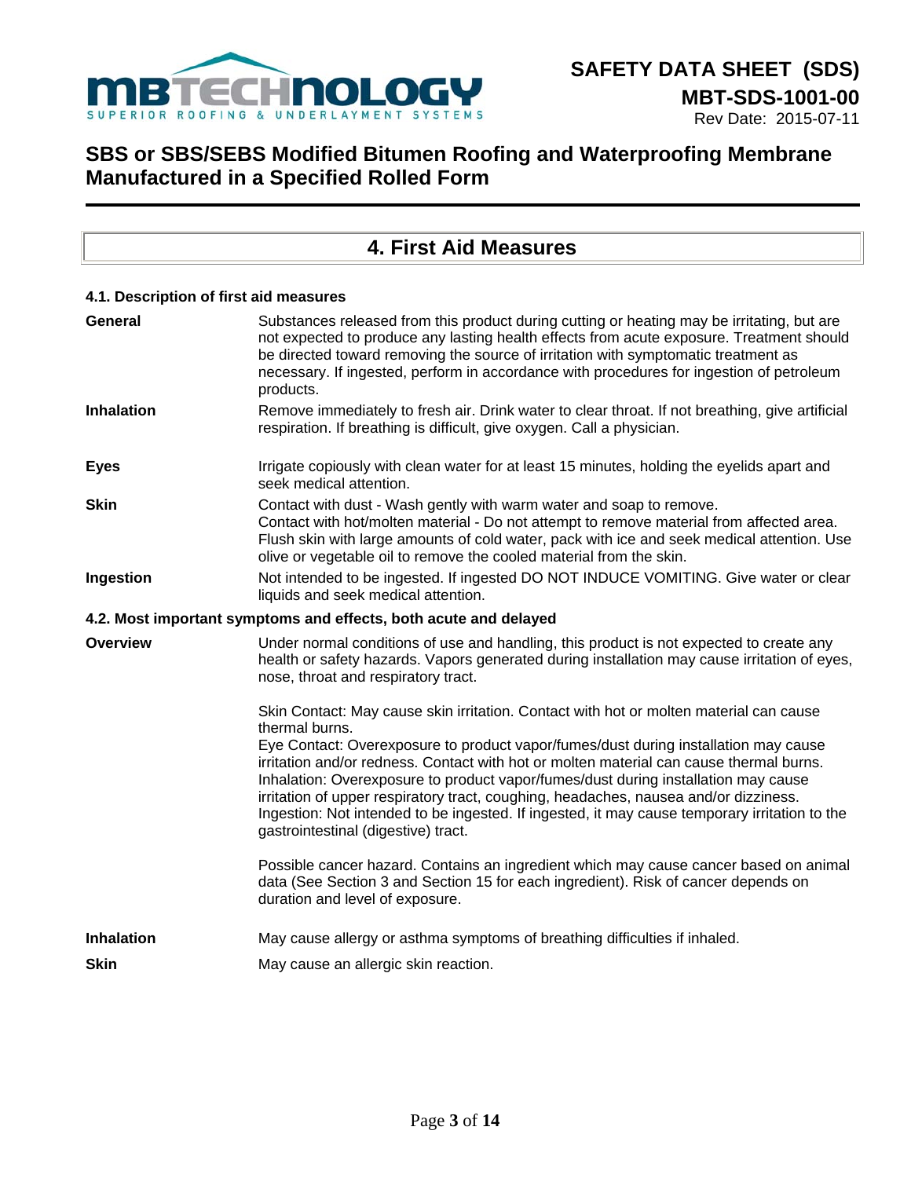## 4. First Aid Measures

### 4.1. Description of first aid measures

| | |
|---|---|
| **General** | Substances released from this product during cutting or heating may be irritating, but are not expected to produce any lasting health effects from acute exposure. Treatment should be directed toward removing the source of irritation with symptomatic treatment as necessary. If ingested, perform in accordance with procedures for ingestion of petroleum products. |
| **Inhalation** | Remove immediately to fresh air. Drink water to clear throat. If not breathing, give artificial respiration. If breathing is difficult, give oxygen. Call a physician. |
| **Eyes** | Irrigate copiously with clean water for at least 15 minutes, holding the eyelids apart and seek medical attention. |
| **Skin** | Contact with dust - Wash gently with warm water and soap to remove. Contact with hot/molten material - Do not attempt to remove material from affected area. Flush skin with large amounts of cold water, pack with ice and seek medical attention. Use olive or vegetable oil to remove the cooled material from the skin. |
| **Ingestion** | Not intended to be ingested. If ingested DO NOT INDUCE VOMITING. Give water or clear liquids and seek medical attention. |

### 4.2. Most important symptoms and effects, both acute and delayed

**Overview**

Under normal conditions of use and handling, this product is not expected to create any health or safety hazards. Vapors generated during installation may cause irritation of eyes, nose, throat and respiratory tract.

Skin Contact: May cause skin irritation. Contact with hot or molten material can cause thermal burns.
Eye Contact: Overexposure to product vapor/fumes/dust during installation may cause irritation and/or redness. Contact with hot or molten material can cause thermal burns.
Inhalation: Overexposure to product vapor/fumes/dust during installation may cause irritation of upper respiratory tract, coughing, headaches, nausea and/or dizziness.
Ingestion: Not intended to be ingested. If ingested, it may cause temporary irritation to the gastrointestinal (digestive) tract.

Possible cancer hazard. Contains an ingredient which may cause cancer based on animal data (See Section 3 and Section 15 for each ingredient). Risk of cancer depends on duration and level of exposure.

| | |
|---|---|
| **Inhalation** | May cause allergy or asthma symptoms of breathing difficulties if inhaled. |
| **Skin** | May cause an allergic skin reaction. |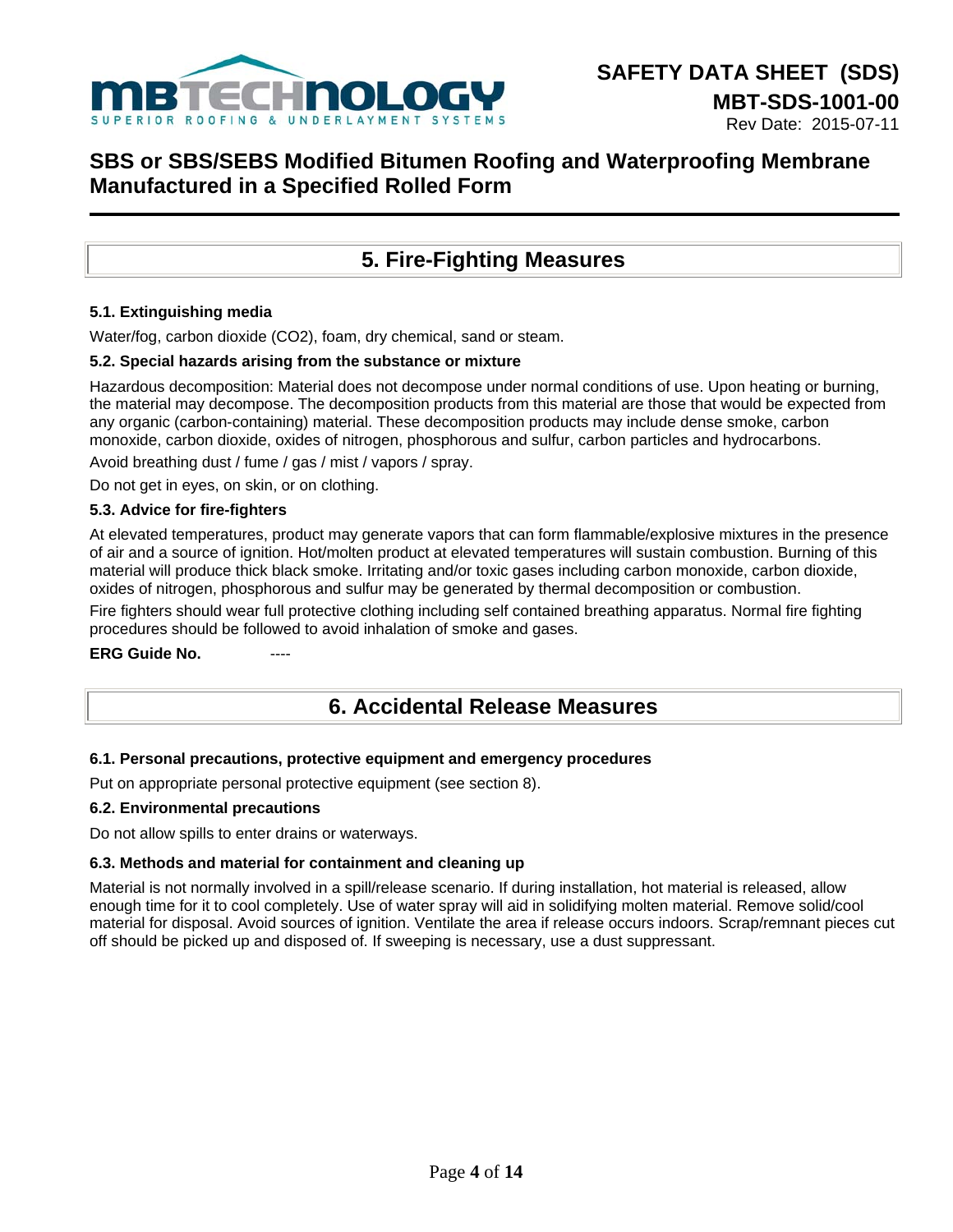## 5. Fire-Fighting Measures

### 5.1. Extinguishing media

Water/fog, carbon dioxide ($CO_2$), foam, dry chemical, sand or steam.

### 5.2. Special hazards arising from the substance or mixture

Hazardous decomposition: Material does not decompose under normal conditions of use. Upon heating or burning, the material may decompose. The decomposition products from this material are those that would be expected from any organic (carbon-containing) material. These decomposition products may include dense smoke, carbon monoxide, carbon dioxide, oxides of nitrogen, phosphorous and sulfur, carbon particles and hydrocarbons.

Avoid breathing dust / fume / gas / mist / vapors / spray.

Do not get in eyes, on skin, or on clothing.

### 5.3. Advice for fire-fighters

At elevated temperatures, product may generate vapors that can form flammable/explosive mixtures in the presence of air and a source of ignition. Hot/molten product at elevated temperatures will sustain combustion. Burning of this material will produce thick black smoke. Irritating and/or toxic gases including carbon monoxide, carbon dioxide, oxides of nitrogen, phosphorous and sulfur may be generated by thermal decomposition or combustion.

Fire fighters should wear full protective clothing including self contained breathing apparatus. Normal fire fighting procedures should be followed to avoid inhalation of smoke and gases.

**ERG Guide No.** ----

## 6. Accidental Release Measures

### 6.1. Personal precautions, protective equipment and emergency procedures

Put on appropriate personal protective equipment (see section 8).

### 6.2. Environmental precautions

Do not allow spills to enter drains or waterways.

### 6.3. Methods and material for containment and cleaning up

Material is not normally involved in a spill/release scenario. If during installation, hot material is released, allow enough time for it to cool completely. Use of water spray will aid in solidifying molten material. Remove solid/cool material for disposal. Avoid sources of ignition. Ventilate the area if release occurs indoors. Scrap/remnant pieces cut off should be picked up and disposed of. If sweeping is necessary, use a dust suppressant.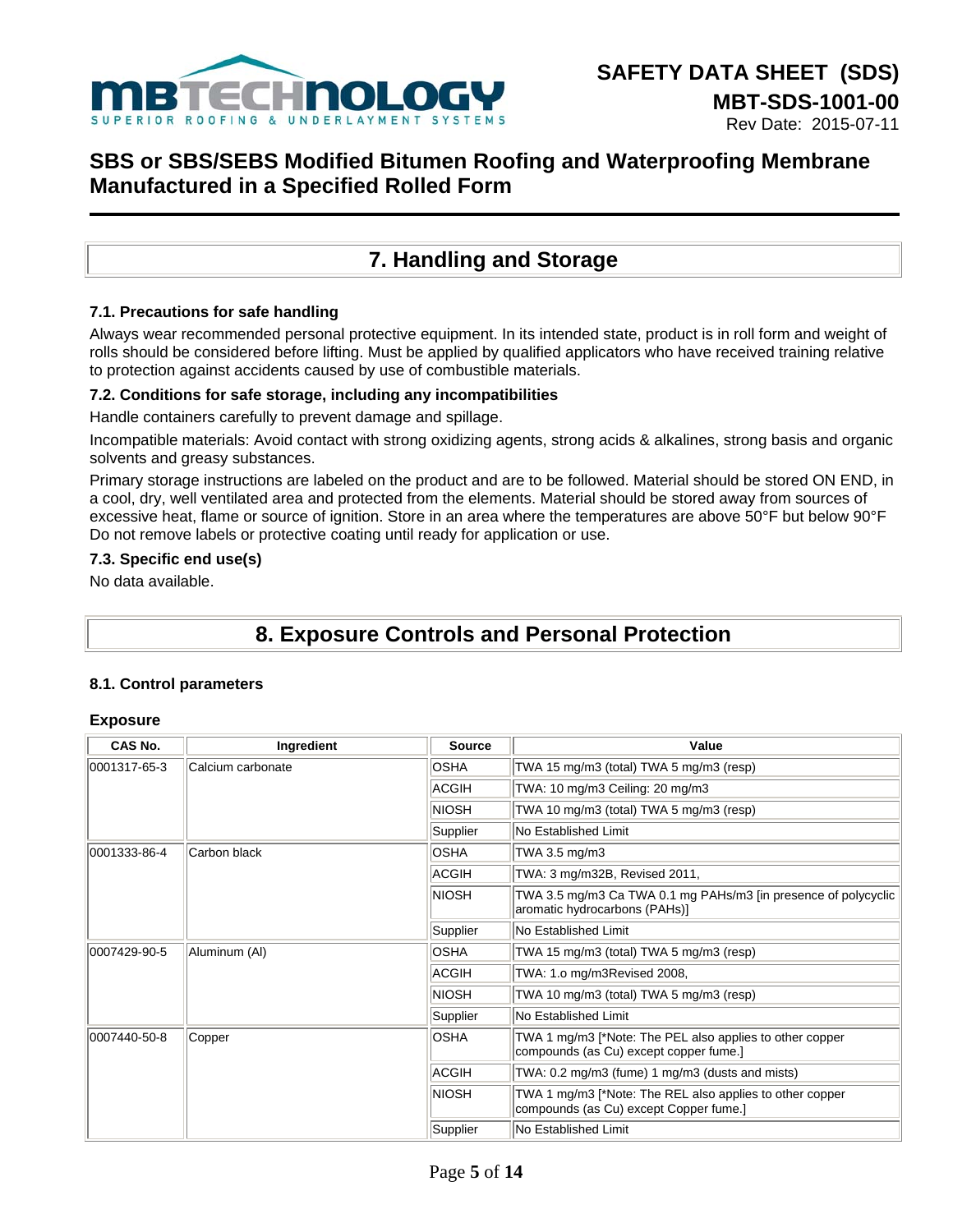## 7. Handling and Storage

### 7.1. Precautions for safe handling

Always wear recommended personal protective equipment. In its intended state, product is in roll form and weight of rolls should be considered before lifting. Must be applied by qualified applicators who have received training relative to protection against accidents caused by use of combustible materials.

### 7.2. Conditions for safe storage, including any incompatibilities

Handle containers carefully to prevent damage and spillage.

Incompatible materials: Avoid contact with strong oxidizing agents, strong acids & alkalines, strong basis and organic solvents and greasy substances.

Primary storage instructions are labeled on the product and are to be followed. Material should be stored ON END, in a cool, dry, well ventilated area and protected from the elements. Material should be stored away from sources of excessive heat, flame or source of ignition. Store in an area where the temperatures are above 50°F but below 90°F Do not remove labels or protective coating until ready for application or use.

### 7.3. Specific end use(s)

No data available.

## 8. Exposure Controls and Personal Protection

### 8.1. Control parameters

**Exposure**

| CAS No. | Ingredient | Source | Value |
|---|---|---|---|
| 0001317-65-3 | Calcium carbonate | OSHA | TWA 15 mg/m3 (total) TWA 5 mg/m3 (resp) |
| | | ACGIH | TWA: 10 mg/m3 Ceiling: 20 mg/m3 |
| | | NIOSH | TWA 10 mg/m3 (total) TWA 5 mg/m3 (resp) |
| | | Supplier | No Established Limit |
| 0001333-86-4 | Carbon black | OSHA | TWA 3.5 mg/m3 |
| | | ACGIH | TWA: 3 mg/m32B, Revised 2011, |
| | | NIOSH | TWA 3.5 mg/m3 Ca TWA 0.1 mg PAHs/m3 [in presence of polycyclic aromatic hydrocarbons (PAHs)] |
| | | Supplier | No Established Limit |
| 0007429-90-5 | Aluminum (Al) | OSHA | TWA 15 mg/m3 (total) TWA 5 mg/m3 (resp) |
| | | ACGIH | TWA: 1.o mg/m3Revised 2008, |
| | | NIOSH | TWA 10 mg/m3 (total) TWA 5 mg/m3 (resp) |
| | | Supplier | No Established Limit |
| 0007440-50-8 | Copper | OSHA | TWA 1 mg/m3 [*Note: The PEL also applies to other copper compounds (as Cu) except copper fume.] |
| | | ACGIH | TWA: 0.2 mg/m3 (fume) 1 mg/m3 (dusts and mists) |
| | | NIOSH | TWA 1 mg/m3 [*Note: The REL also applies to other copper compounds (as Cu) except Copper fume.] |
| | | Supplier | No Established Limit |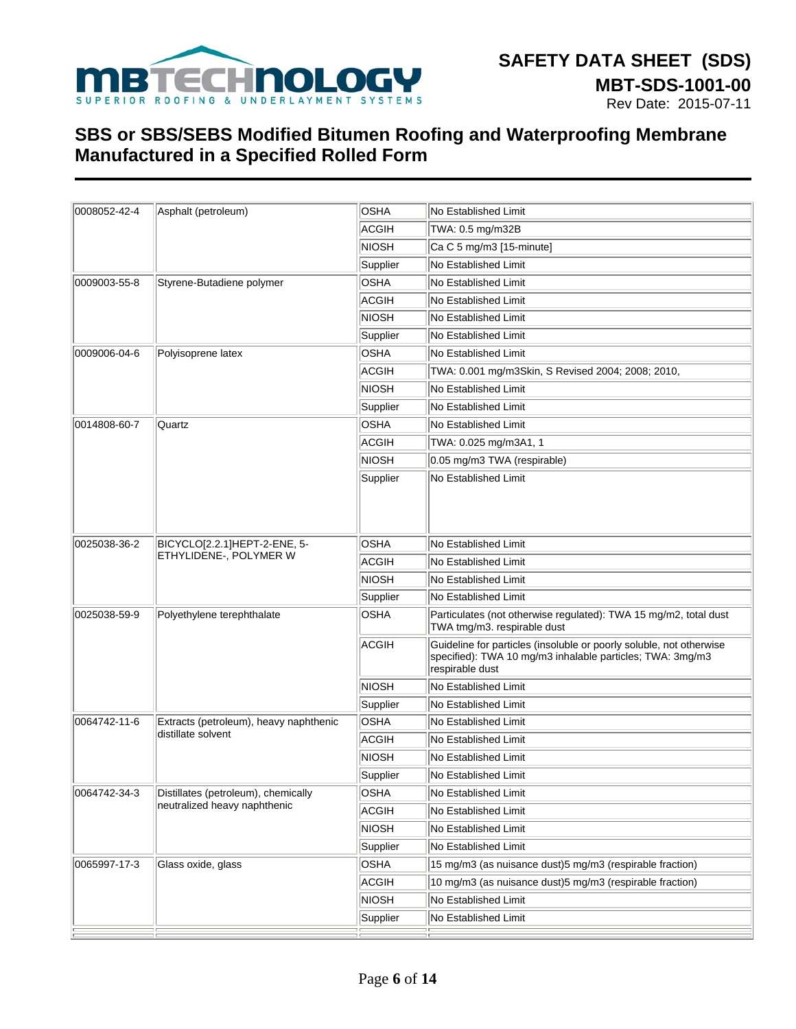| | | | |
|---|---|---|---|
| 0008052-42-4 | Asphalt (petroleum) | OSHA | No Established Limit |
| | | ACGIH | TWA: 0.5 mg/m32B |
| | | NIOSH | Ca C 5 mg/m3 [15-minute] |
| | | Supplier | No Established Limit |
| 0009003-55-8 | Styrene-Butadiene polymer | OSHA | No Established Limit |
| | | ACGIH | No Established Limit |
| | | NIOSH | No Established Limit |
| | | Supplier | No Established Limit |
| 0009006-04-6 | Polyisoprene latex | OSHA | No Established Limit |
| | | ACGIH | TWA: 0.001 mg/m3Skin, S Revised 2004; 2008; 2010, |
| | | NIOSH | No Established Limit |
| | | Supplier | No Established Limit |
| 0014808-60-7 | Quartz | OSHA | No Established Limit |
| | | ACGIH | TWA: 0.025 mg/m3A1, 1 |
| | | NIOSH | 0.05 mg/m3 TWA (respirable) |
| | | Supplier | No Established Limit |
| 0025038-36-2 | BICYCLO[2.2.1]HEPT-2-ENE, 5-ETHYLIDENE-, POLYMER W | OSHA | No Established Limit |
| | | ACGIH | No Established Limit |
| | | NIOSH | No Established Limit |
| | | Supplier | No Established Limit |
| 0025038-59-9 | Polyethylene terephthalate | OSHA | Particulates (not otherwise regulated): TWA 15 mg/m2, total dust TWA tmg/m3. respirable dust |
| | | ACGIH | Guideline for particles (insoluble or poorly soluble, not otherwise specified): TWA 10 mg/m3 inhalable particles; TWA: 3mg/m3 respirable dust |
| | | NIOSH | No Established Limit |
| | | Supplier | No Established Limit |
| 0064742-11-6 | Extracts (petroleum), heavy naphthenic distillate solvent | OSHA | No Established Limit |
| | | ACGIH | No Established Limit |
| | | NIOSH | No Established Limit |
| | | Supplier | No Established Limit |
| 0064742-34-3 | Distillates (petroleum), chemically neutralized heavy naphthenic | OSHA | No Established Limit |
| | | ACGIH | No Established Limit |
| | | NIOSH | No Established Limit |
| | | Supplier | No Established Limit |
| 0065997-17-3 | Glass oxide, glass | OSHA | 15 mg/m3 (as nuisance dust)5 mg/m3 (respirable fraction) |
| | | ACGIH | 10 mg/m3 (as nuisance dust)5 mg/m3 (respirable fraction) |
| | | NIOSH | No Established Limit |
| | | Supplier | No Established Limit |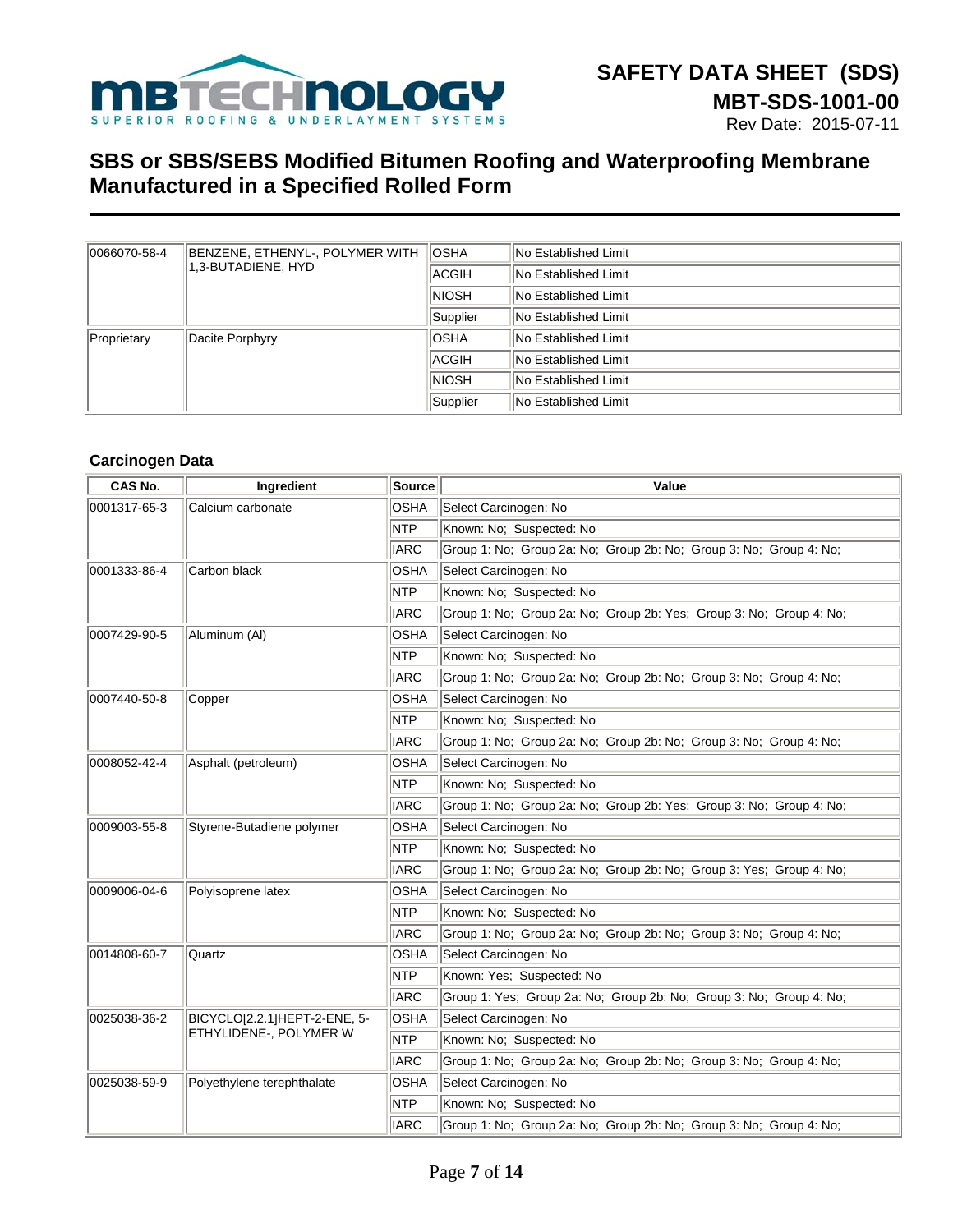| | | | |
|---|---|---|---|
| 0066070-58-4 | BENZENE, ETHENYL-, POLYMER WITH 1,3-BUTADIENE, HYD | OSHA | No Established Limit |
| | | ACGIH | No Established Limit |
| | | NIOSH | No Established Limit |
| | | Supplier | No Established Limit |
| Proprietary | Dacite Porphyry | OSHA | No Established Limit |
| | | ACGIH | No Established Limit |
| | | NIOSH | No Established Limit |
| | | Supplier | No Established Limit |

### Carcinogen Data

| CAS No. | Ingredient | Source | Value |
|---|---|---|---|
| 0001317-65-3 | Calcium carbonate | OSHA | Select Carcinogen: No |
| | | NTP | Known: No; Suspected: No |
| | | IARC | Group 1: No; Group 2a: No; Group 2b: No; Group 3: No; Group 4: No; |
| 0001333-86-4 | Carbon black | OSHA | Select Carcinogen: No |
| | | NTP | Known: No; Suspected: No |
| | | IARC | Group 1: No; Group 2a: No; Group 2b: Yes; Group 3: No; Group 4: No; |
| 0007429-90-5 | Aluminum (Al) | OSHA | Select Carcinogen: No |
| | | NTP | Known: No; Suspected: No |
| | | IARC | Group 1: No; Group 2a: No; Group 2b: No; Group 3: No; Group 4: No; |
| 0007440-50-8 | Copper | OSHA | Select Carcinogen: No |
| | | NTP | Known: No; Suspected: No |
| | | IARC | Group 1: No; Group 2a: No; Group 2b: No; Group 3: No; Group 4: No; |
| 0008052-42-4 | Asphalt (petroleum) | OSHA | Select Carcinogen: No |
| | | NTP | Known: No; Suspected: No |
| | | IARC | Group 1: No; Group 2a: No; Group 2b: Yes; Group 3: No; Group 4: No; |
| 0009003-55-8 | Styrene-Butadiene polymer | OSHA | Select Carcinogen: No |
| | | NTP | Known: No; Suspected: No |
| | | IARC | Group 1: No; Group 2a: No; Group 2b: No; Group 3: Yes; Group 4: No; |
| 0009006-04-6 | Polyisoprene latex | OSHA | Select Carcinogen: No |
| | | NTP | Known: No; Suspected: No |
| | | IARC | Group 1: No; Group 2a: No; Group 2b: No; Group 3: No; Group 4: No; |
| 0014808-60-7 | Quartz | OSHA | Select Carcinogen: No |
| | | NTP | Known: Yes; Suspected: No |
| | | IARC | Group 1: Yes; Group 2a: No; Group 2b: No; Group 3: No; Group 4: No; |
| 0025038-36-2 | BICYCLO[2.2.1]HEPT-2-ENE, 5-ETHYLIDENE-, POLYMER W | OSHA | Select Carcinogen: No |
| | | NTP | Known: No; Suspected: No |
| | | IARC | Group 1: No; Group 2a: No; Group 2b: No; Group 3: No; Group 4: No; |
| 0025038-59-9 | Polyethylene terephthalate | OSHA | Select Carcinogen: No |
| | | NTP | Known: No; Suspected: No |
| | | IARC | Group 1: No; Group 2a: No; Group 2b: No; Group 3: No; Group 4: No; |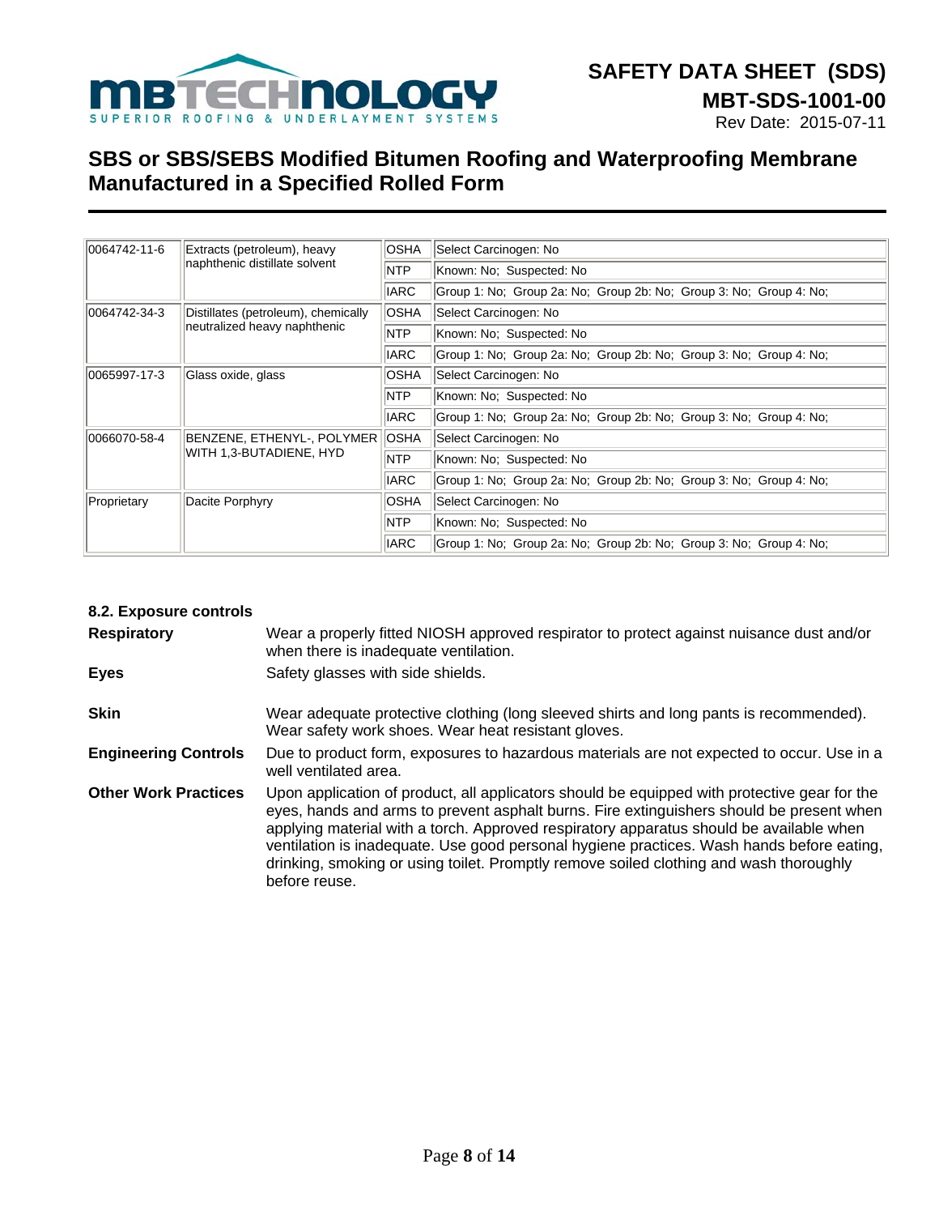| | | | |
|---|---|---|---|
| 0064742-11-6 | Extracts (petroleum), heavy naphthenic distillate solvent | OSHA | Select Carcinogen: No |
| | | NTP | Known: No; Suspected: No |
| | | IARC | Group 1: No; Group 2a: No; Group 2b: No; Group 3: No; Group 4: No; |
| 0064742-34-3 | Distillates (petroleum), chemically neutralized heavy naphthenic | OSHA | Select Carcinogen: No |
| | | NTP | Known: No; Suspected: No |
| | | IARC | Group 1: No; Group 2a: No; Group 2b: No; Group 3: No; Group 4: No; |
| 0065997-17-3 | Glass oxide, glass | OSHA | Select Carcinogen: No |
| | | NTP | Known: No; Suspected: No |
| | | IARC | Group 1: No; Group 2a: No; Group 2b: No; Group 3: No; Group 4: No; |
| 0066070-58-4 | BENZENE, ETHENYL-, POLYMER WITH 1,3-BUTADIENE, HYD | OSHA | Select Carcinogen: No |
| | | NTP | Known: No; Suspected: No |
| | | IARC | Group 1: No; Group 2a: No; Group 2b: No; Group 3: No; Group 4: No; |
| Proprietary | Dacite Porphyry | OSHA | Select Carcinogen: No |
| | | NTP | Known: No; Suspected: No |
| | | IARC | Group 1: No; Group 2a: No; Group 2b: No; Group 3: No; Group 4: No; |

### 8.2. Exposure controls

**Respiratory**
Wear a properly fitted NIOSH approved respirator to protect against nuisance dust and/or when there is inadequate ventilation.

**Eyes**
Safety glasses with side shields.

**Skin**
Wear adequate protective clothing (long sleeved shirts and long pants is recommended). Wear safety work shoes. Wear heat resistant gloves.

**Engineering Controls**
Due to product form, exposures to hazardous materials are not expected to occur. Use in a well ventilated area.

**Other Work Practices**
Upon application of product, all applicators should be equipped with protective gear for the eyes, hands and arms to prevent asphalt burns. Fire extinguishers should be present when applying material with a torch. Approved respiratory apparatus should be available when ventilation is inadequate. Use good personal hygiene practices. Wash hands before eating, drinking, smoking or using toilet. Promptly remove soiled clothing and wash thoroughly before reuse.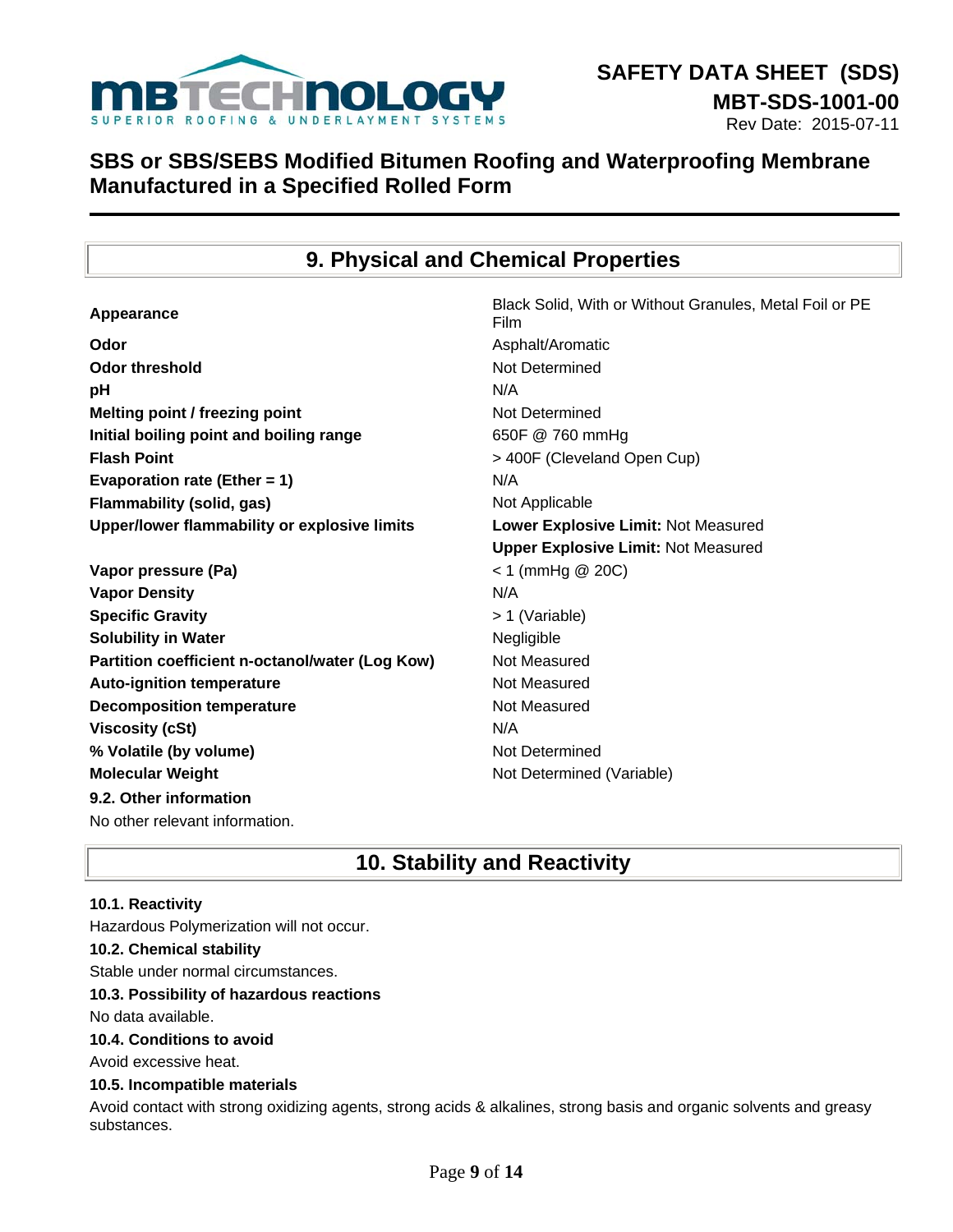## 9. Physical and Chemical Properties

| | |
|---|---|
| **Appearance** | Black Solid, With or Without Granules, Metal Foil or PE Film |
| **Odor** | Asphalt/Aromatic |
| **Odor threshold** | Not Determined |
| **pH** | N/A |
| **Melting point / freezing point** | Not Determined |
| **Initial boiling point and boiling range** | 650F @ 760 mmHg |
| **Flash Point** | > 400F (Cleveland Open Cup) |
| **Evaporation rate (Ether = 1)** | N/A |
| **Flammability (solid, gas)** | Not Applicable |
| **Upper/lower flammability or explosive limits** | **Lower Explosive Limit:** Not Measured<br>**Upper Explosive Limit:** Not Measured |
| **Vapor pressure (Pa)** | < 1 (mmHg @ 20C) |
| **Vapor Density** | N/A |
| **Specific Gravity** | > 1 (Variable) |
| **Solubility in Water** | Negligible |
| **Partition coefficient n-octanol/water (Log Kow)** | Not Measured |
| **Auto-ignition temperature** | Not Measured |
| **Decomposition temperature** | Not Measured |
| **Viscosity (cSt)** | N/A |
| **% Volatile (by volume)** | Not Determined |
| **Molecular Weight** | Not Determined (Variable) |

**9.2. Other information**

No other relevant information.

## 10. Stability and Reactivity

**10.1. Reactivity**

Hazardous Polymerization will not occur.

**10.2. Chemical stability**

Stable under normal circumstances.

**10.3. Possibility of hazardous reactions**

No data available.

**10.4. Conditions to avoid**

Avoid excessive heat.

**10.5. Incompatible materials**

Avoid contact with strong oxidizing agents, strong acids & alkalines, strong basis and organic solvents and greasy substances.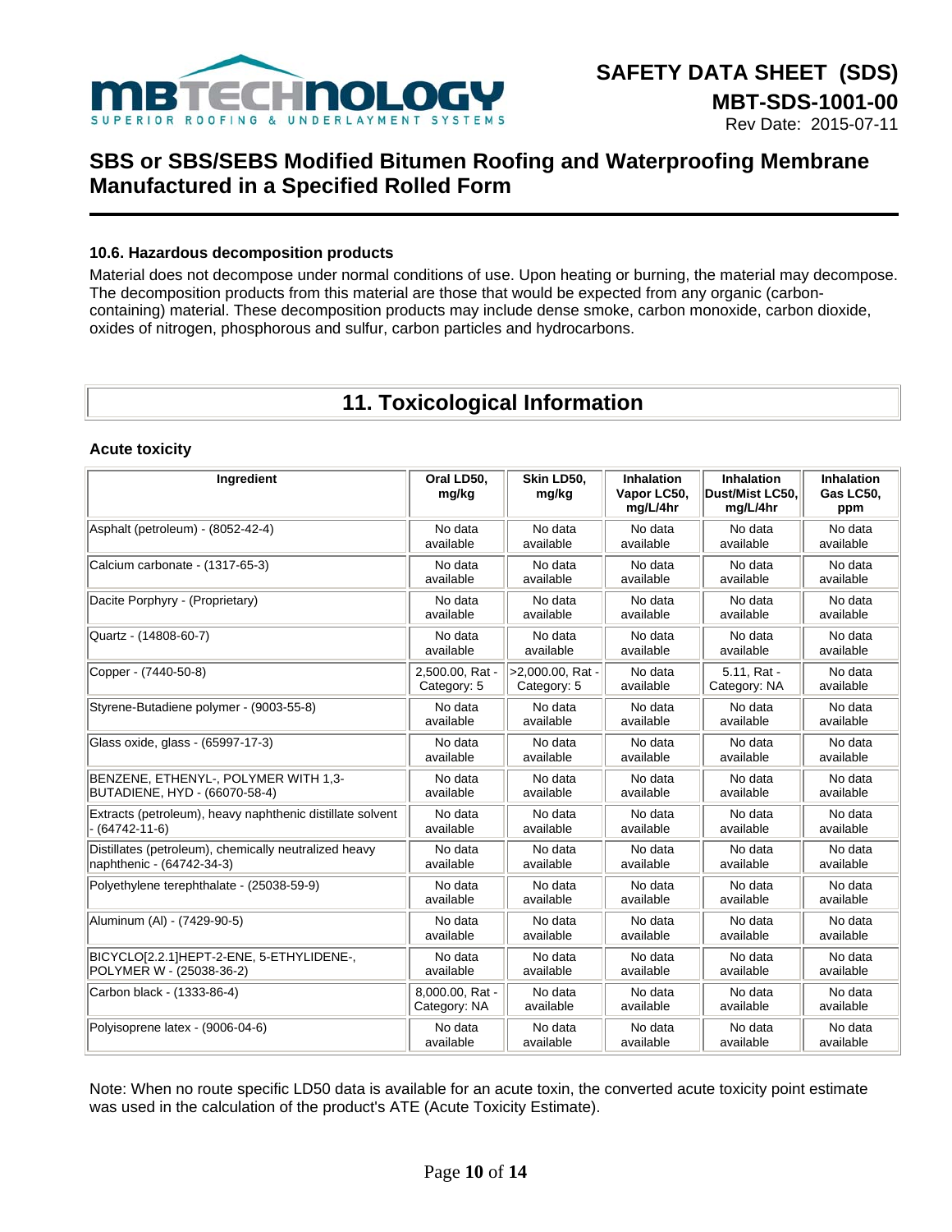### 10.6. Hazardous decomposition products

Material does not decompose under normal conditions of use. Upon heating or burning, the material may decompose. The decomposition products from this material are those that would be expected from any organic (carbon-containing) material. These decomposition products may include dense smoke, carbon monoxide, carbon dioxide, oxides of nitrogen, phosphorous and sulfur, carbon particles and hydrocarbons.

## 11. Toxicological Information

### Acute toxicity

| Ingredient | Oral LD50, mg/kg | Skin LD50, mg/kg | Inhalation Vapor LC50, mg/L/4hr | Inhalation Dust/Mist LC50, mg/L/4hr | Inhalation Gas LC50, ppm |
|---|---|---|---|---|---|
| Asphalt (petroleum) - (8052-42-4) | No data available | No data available | No data available | No data available | No data available |
| Calcium carbonate - (1317-65-3) | No data available | No data available | No data available | No data available | No data available |
| Dacite Porphyry - (Proprietary) | No data available | No data available | No data available | No data available | No data available |
| Quartz - (14808-60-7) | No data available | No data available | No data available | No data available | No data available |
| Copper - (7440-50-8) | 2,500.00, Rat - Category: 5 | >2,000.00, Rat - Category: 5 | No data available | 5.11, Rat - Category: NA | No data available |
| Styrene-Butadiene polymer - (9003-55-8) | No data available | No data available | No data available | No data available | No data available |
| Glass oxide, glass - (65997-17-3) | No data available | No data available | No data available | No data available | No data available |
| BENZENE, ETHENYL-, POLYMER WITH 1,3-BUTADIENE, HYD - (66070-58-4) | No data available | No data available | No data available | No data available | No data available |
| Extracts (petroleum), heavy naphthenic distillate solvent - (64742-11-6) | No data available | No data available | No data available | No data available | No data available |
| Distillates (petroleum), chemically neutralized heavy naphthenic - (64742-34-3) | No data available | No data available | No data available | No data available | No data available |
| Polyethylene terephthalate - (25038-59-9) | No data available | No data available | No data available | No data available | No data available |
| Aluminum (Al) - (7429-90-5) | No data available | No data available | No data available | No data available | No data available |
| BICYCLO[2.2.1]HEPT-2-ENE, 5-ETHYLIDENE-, POLYMER W - (25038-36-2) | No data available | No data available | No data available | No data available | No data available |
| Carbon black - (1333-86-4) | 8,000.00, Rat - Category: NA | No data available | No data available | No data available | No data available |
| Polyisoprene latex - (9006-04-6) | No data available | No data available | No data available | No data available | No data available |

Note: When no route specific LD50 data is available for an acute toxin, the converted acute toxicity point estimate was used in the calculation of the product's ATE (Acute Toxicity Estimate).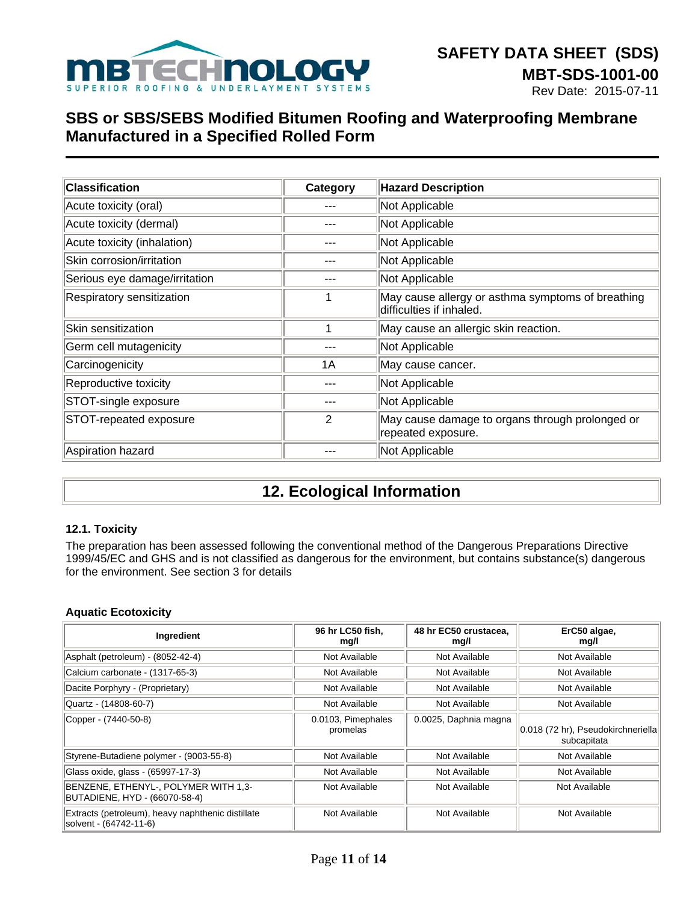| Classification | Category | Hazard Description |
| --- | --- | --- |
| Acute toxicity (oral) | --- | Not Applicable |
| Acute toxicity (dermal) | --- | Not Applicable |
| Acute toxicity (inhalation) | --- | Not Applicable |
| Skin corrosion/irritation | --- | Not Applicable |
| Serious eye damage/irritation | --- | Not Applicable |
| Respiratory sensitization | 1 | May cause allergy or asthma symptoms of breathing difficulties if inhaled. |
| Skin sensitization | 1 | May cause an allergic skin reaction. |
| Germ cell mutagenicity | --- | Not Applicable |
| Carcinogenicity | 1A | May cause cancer. |
| Reproductive toxicity | --- | Not Applicable |
| STOT-single exposure | --- | Not Applicable |
| STOT-repeated exposure | 2 | May cause damage to organs through prolonged or repeated exposure. |
| Aspiration hazard | --- | Not Applicable |

## 12. Ecological Information

### 12.1. Toxicity

The preparation has been assessed following the conventional method of the Dangerous Preparations Directive 1999/45/EC and GHS and is not classified as dangerous for the environment, but contains substance(s) dangerous for the environment. See section 3 for details

### Aquatic Ecotoxicity

| Ingredient | 96 hr LC50 fish, mg/l | 48 hr EC50 crustacea, mg/l | ErC50 algae, mg/l |
| --- | --- | --- | --- |
| Asphalt (petroleum) - (8052-42-4) | Not Available | Not Available | Not Available |
| Calcium carbonate - (1317-65-3) | Not Available | Not Available | Not Available |
| Dacite Porphyry - (Proprietary) | Not Available | Not Available | Not Available |
| Quartz - (14808-60-7) | Not Available | Not Available | Not Available |
| Copper - (7440-50-8) | 0.0103, Pimephales promelas | 0.0025, Daphnia magna | 0.018 (72 hr), Pseudokirchneriella subcapitata |
| Styrene-Butadiene polymer - (9003-55-8) | Not Available | Not Available | Not Available |
| Glass oxide, glass - (65997-17-3) | Not Available | Not Available | Not Available |
| BENZENE, ETHENYL-, POLYMER WITH 1,3-BUTADIENE, HYD - (66070-58-4) | Not Available | Not Available | Not Available |
| Extracts (petroleum), heavy naphthenic distillate solvent - (64742-11-6) | Not Available | Not Available | Not Available |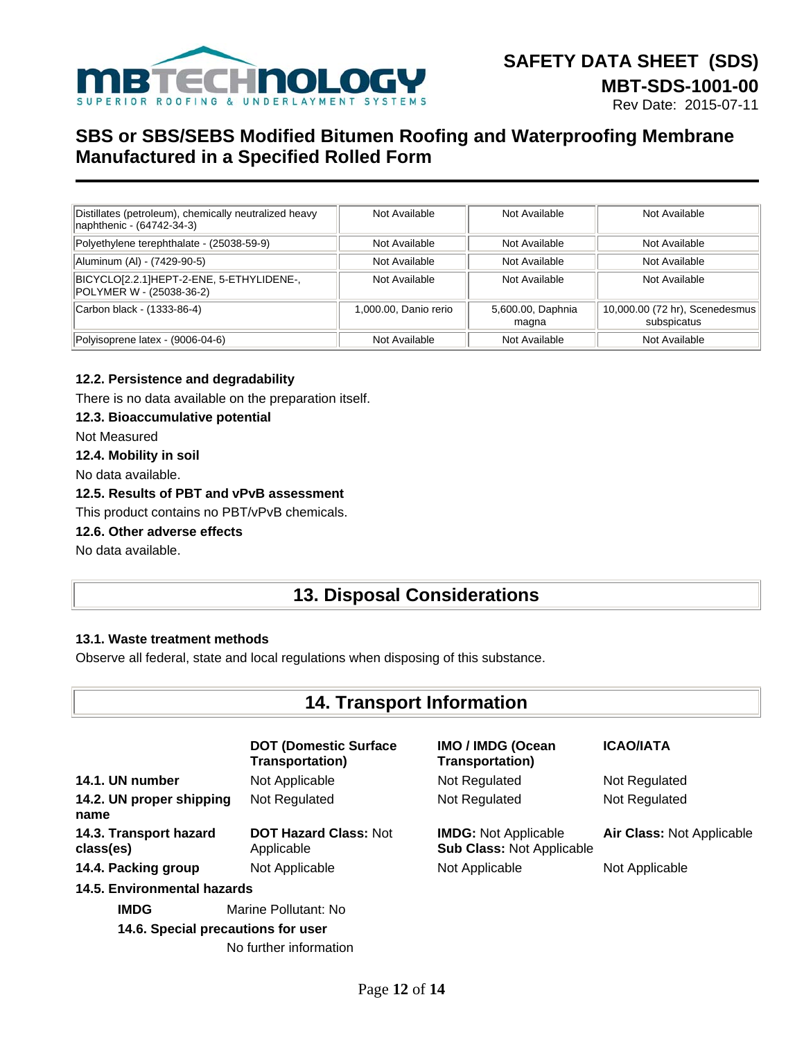| | | | |
|---|---|---|---|
| Distillates (petroleum), chemically neutralized heavy naphthenic - (64742-34-3) | Not Available | Not Available | Not Available |
| Polyethylene terephthalate - (25038-59-9) | Not Available | Not Available | Not Available |
| Aluminum (Al) - (7429-90-5) | Not Available | Not Available | Not Available |
| BICYCLO[2.2.1]HEPT-2-ENE, 5-ETHYLIDENE-, POLYMER W - (25038-36-2) | Not Available | Not Available | Not Available |
| Carbon black - (1333-86-4) | 1,000.00, Danio rerio | 5,600.00, Daphnia magna | 10,000.00 (72 hr), Scenedesmus subspicatus |
| Polyisoprene latex - (9006-04-6) | Not Available | Not Available | Not Available |

### 12.2. Persistence and degradability

There is no data available on the preparation itself.

### 12.3. Bioaccumulative potential

Not Measured

### 12.4. Mobility in soil

No data available.

### 12.5. Results of PBT and vPvB assessment

This product contains no PBT/vPvB chemicals.

### 12.6. Other adverse effects

No data available.

## 13. Disposal Considerations

### 13.1. Waste treatment methods

Observe all federal, state and local regulations when disposing of this substance.

## 14. Transport Information

| | DOT (Domestic Surface Transportation) | IMO / IMDG (Ocean Transportation) | ICAO/IATA |
|---|---|---|---|
| **14.1. UN number** | Not Applicable | Not Regulated | Not Regulated |
| **14.2. UN proper shipping name** | Not Regulated | Not Regulated | Not Regulated |
| **14.3. Transport hazard class(es)** | **DOT Hazard Class:** Not Applicable | **IMDG:** Not Applicable<br>**Sub Class:** Not Applicable | **Air Class:** Not Applicable |
| **14.4. Packing group** | Not Applicable | Not Applicable | Not Applicable |

### 14.5. Environmental hazards

**IMDG** Marine Pollutant: No

### 14.6. Special precautions for user

No further information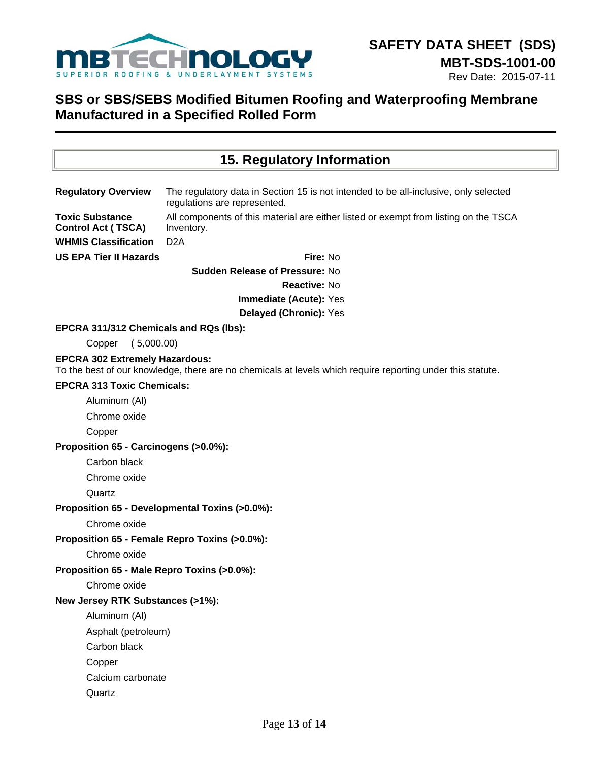## 15. Regulatory Information

**Regulatory Overview** The regulatory data in Section 15 is not intended to be all-inclusive, only selected regulations are represented.

**Toxic Substance Control Act ( TSCA)** All components of this material are either listed or exempt from listing on the TSCA Inventory.

**WHMIS Classification** D2A

**US EPA Tier II Hazards**

**Fire:** No

**Sudden Release of Pressure:** No

**Reactive:** No

**Immediate (Acute):** Yes

**Delayed (Chronic):** Yes

**EPCRA 311/312 Chemicals and RQs (lbs):**

Copper ( 5,000.00)

**EPCRA 302 Extremely Hazardous:**

To the best of our knowledge, there are no chemicals at levels which require reporting under this statute.

**EPCRA 313 Toxic Chemicals:**

- Aluminum (Al)
- Chrome oxide
- Copper

**Proposition 65 - Carcinogens (>0.0%):**

- Carbon black
- Chrome oxide
- Quartz

**Proposition 65 - Developmental Toxins (>0.0%):**

- Chrome oxide

**Proposition 65 - Female Repro Toxins (>0.0%):**

- Chrome oxide

**Proposition 65 - Male Repro Toxins (>0.0%):**

- Chrome oxide

**New Jersey RTK Substances (>1%):**

- Aluminum (Al)
- Asphalt (petroleum)
- Carbon black
- Copper
- Calcium carbonate
- Quartz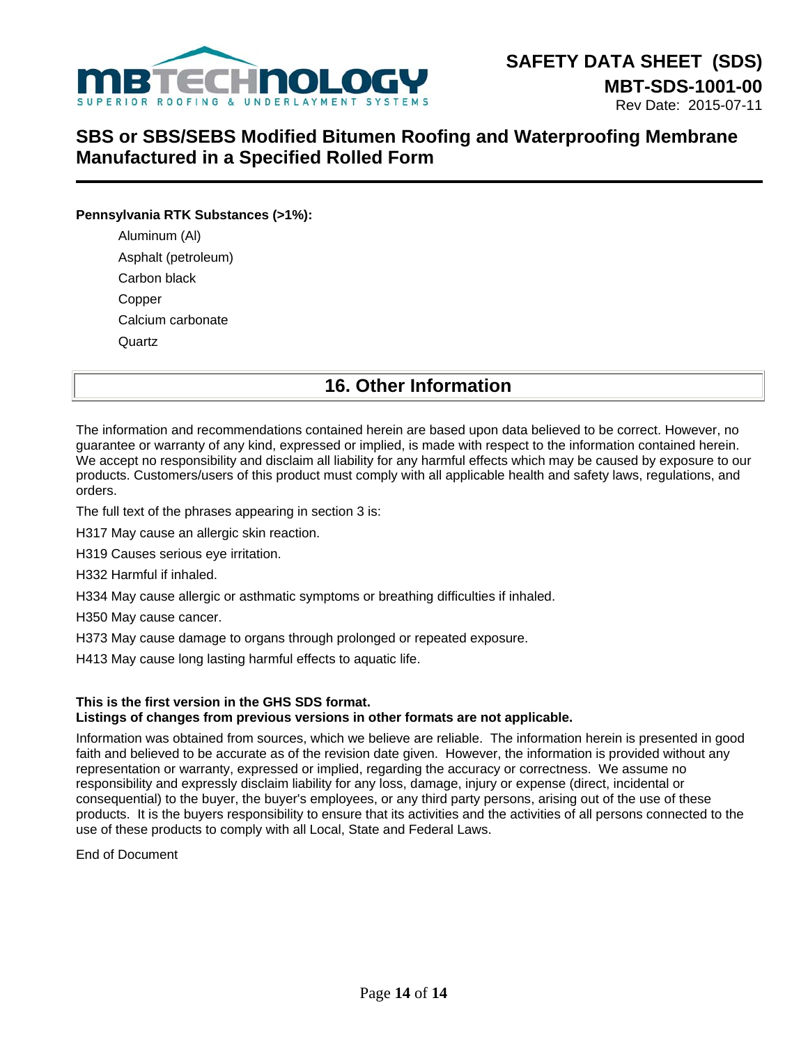**Pennsylvania RTK Substances (>1%):**

- Aluminum (Al)
- Asphalt (petroleum)
- Carbon black
- Copper
- Calcium carbonate
- Quartz

## 16. Other Information

The information and recommendations contained herein are based upon data believed to be correct. However, no guarantee or warranty of any kind, expressed or implied, is made with respect to the information contained herein. We accept no responsibility and disclaim all liability for any harmful effects which may be caused by exposure to our products. Customers/users of this product must comply with all applicable health and safety laws, regulations, and orders.

The full text of the phrases appearing in section 3 is:

H317 May cause an allergic skin reaction.

H319 Causes serious eye irritation.

H332 Harmful if inhaled.

H334 May cause allergic or asthmatic symptoms or breathing difficulties if inhaled.

H350 May cause cancer.

H373 May cause damage to organs through prolonged or repeated exposure.

H413 May cause long lasting harmful effects to aquatic life.

**This is the first version in the GHS SDS format.**
**Listings of changes from previous versions in other formats are not applicable.**

Information was obtained from sources, which we believe are reliable. The information herein is presented in good faith and believed to be accurate as of the revision date given. However, the information is provided without any representation or warranty, expressed or implied, regarding the accuracy or correctness. We assume no responsibility and expressly disclaim liability for any loss, damage, injury or expense (direct, incidental or consequential) to the buyer, the buyer's employees, or any third party persons, arising out of the use of these products. It is the buyers responsibility to ensure that its activities and the activities of all persons connected to the use of these products to comply with all Local, State and Federal Laws.

End of Document